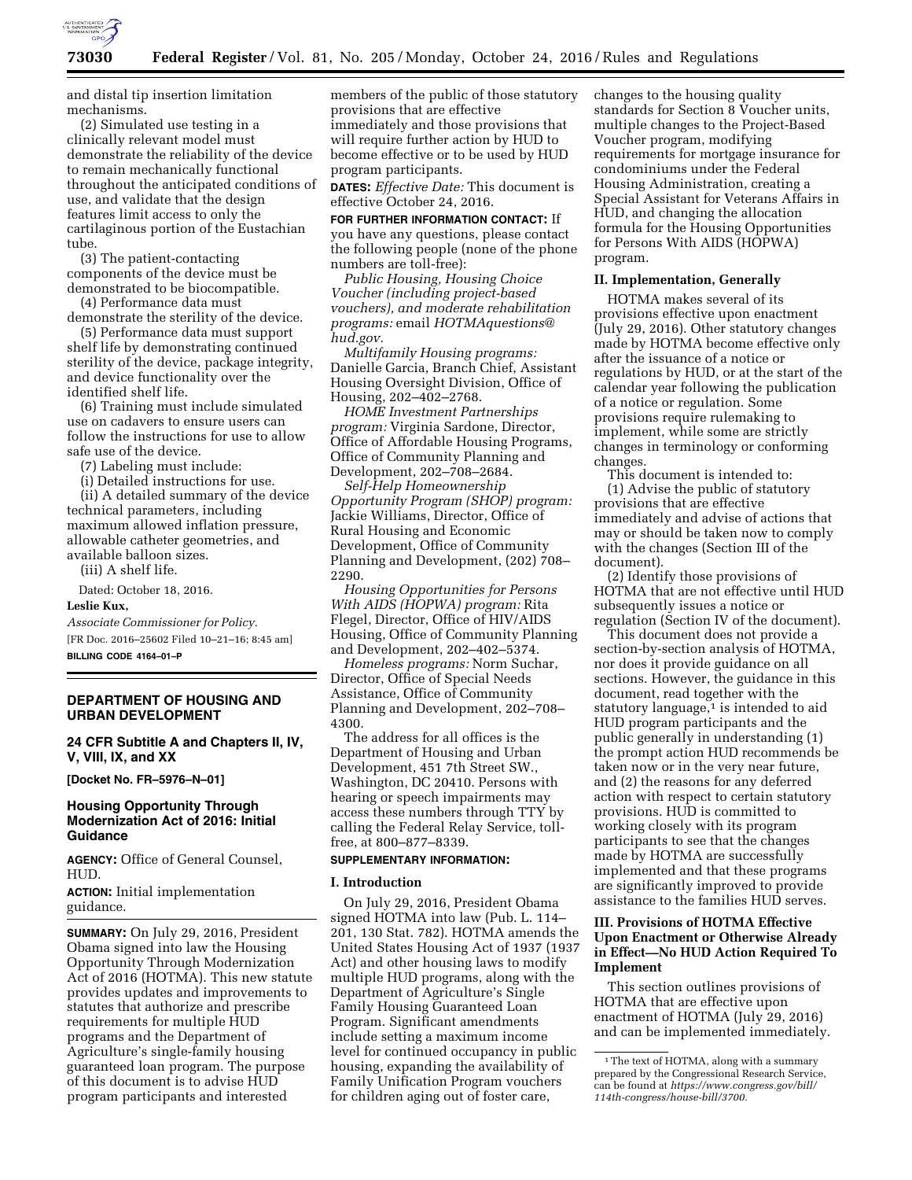and distal tip insertion limitation mechanisms.

(2) Simulated use testing in a clinically relevant model must demonstrate the reliability of the device to remain mechanically functional throughout the anticipated conditions of use, and validate that the design features limit access to only the cartilaginous portion of the Eustachian tube.

(3) The patient-contacting components of the device must be demonstrated to be biocompatible.

(4) Performance data must demonstrate the sterility of the device.

(5) Performance data must support shelf life by demonstrating continued sterility of the device, package integrity, and device functionality over the identified shelf life.

(6) Training must include simulated use on cadavers to ensure users can follow the instructions for use to allow safe use of the device.

(7) Labeling must include:

(i) Detailed instructions for use.

(ii) A detailed summary of the device technical parameters, including maximum allowed inflation pressure, allowable catheter geometries, and available balloon sizes.

(iii) A shelf life.

Dated: October 18, 2016.

**Leslie Kux,**

*Associate Commissioner for Policy.*

[FR Doc. 2016–25602 Filed 10–21–16; 8:45 am]

**BILLING CODE 4164–01–P**

---

## DEPARTMENT OF HOUSING AND URBAN DEVELOPMENT

### 24 CFR Subtitle A and Chapters II, IV, V, VIII, IX, and XX

**[Docket No. FR–5976–N–01]**

### Housing Opportunity Through Modernization Act of 2016: Initial Guidance

**AGENCY:** Office of General Counsel, HUD.

**ACTION:** Initial implementation guidance.

**SUMMARY:** On July 29, 2016, President Obama signed into law the Housing Opportunity Through Modernization Act of 2016 (HOTMA). This new statute provides updates and improvements to statutes that authorize and prescribe requirements for multiple HUD programs and the Department of Agriculture's single-family housing guaranteed loan program. The purpose of this document is to advise HUD program participants and interested members of the public of those statutory provisions that are effective immediately and those provisions that will require further action by HUD to become effective or to be used by HUD program participants.

**DATES:** *Effective Date:* This document is effective October 24, 2016.

**FOR FURTHER INFORMATION CONTACT:** If you have any questions, please contact the following people (none of the phone numbers are toll-free):

*Public Housing, Housing Choice Voucher (including project-based vouchers), and moderate rehabilitation programs:* email *HOTMAquestions@hud.gov.*

*Multifamily Housing programs:* Danielle Garcia, Branch Chief, Assistant Housing Oversight Division, Office of Housing, 202–402–2768.

*HOME Investment Partnerships program:* Virginia Sardone, Director, Office of Affordable Housing Programs, Office of Community Planning and Development, 202–708–2684.

*Self-Help Homeownership Opportunity Program (SHOP) program:* Jackie Williams, Director, Office of Rural Housing and Economic Development, Office of Community Planning and Development, (202) 708–2290.

*Housing Opportunities for Persons With AIDS (HOPWA) program:* Rita Flegel, Director, Office of HIV/AIDS Housing, Office of Community Planning and Development, 202–402–5374.

*Homeless programs:* Norm Suchar, Director, Office of Special Needs Assistance, Office of Community Planning and Development, 202–708–4300.

The address for all offices is the Department of Housing and Urban Development, 451 7th Street SW., Washington, DC 20410. Persons with hearing or speech impairments may access these numbers through TTY by calling the Federal Relay Service, toll-free, at 800–877–8339.

**SUPPLEMENTARY INFORMATION:**

#### I. Introduction

On July 29, 2016, President Obama signed HOTMA into law (Pub. L. 114–201, 130 Stat. 782). HOTMA amends the United States Housing Act of 1937 (1937 Act) and other housing laws to modify multiple HUD programs, along with the Department of Agriculture's Single Family Housing Guaranteed Loan Program. Significant amendments include setting a maximum income level for continued occupancy in public housing, expanding the availability of Family Unification Program vouchers for children aging out of foster care, changes to the housing quality standards for Section 8 Voucher units, multiple changes to the Project-Based Voucher program, modifying requirements for mortgage insurance for condominiums under the Federal Housing Administration, creating a Special Assistant for Veterans Affairs in HUD, and changing the allocation formula for the Housing Opportunities for Persons With AIDS (HOPWA) program.

#### II. Implementation, Generally

HOTMA makes several of its provisions effective upon enactment (July 29, 2016). Other statutory changes made by HOTMA become effective only after the issuance of a notice or regulations by HUD, or at the start of the calendar year following the publication of a notice or regulation. Some provisions require rulemaking to implement, while some are strictly changes in terminology or conforming changes.

This document is intended to:

(1) Advise the public of statutory provisions that are effective immediately and advise of actions that may or should be taken now to comply with the changes (Section III of the document).

(2) Identify those provisions of HOTMA that are not effective until HUD subsequently issues a notice or regulation (Section IV of the document).

This document does not provide a section-by-section analysis of HOTMA, nor does it provide guidance on all sections. However, the guidance in this document, read together with the statutory language,[1] is intended to aid HUD program participants and the public generally in understanding (1) the prompt action HUD recommends be taken now or in the very near future, and (2) the reasons for any deferred action with respect to certain statutory provisions. HUD is committed to working closely with its program participants to see that the changes made by HOTMA are successfully implemented and that these programs are significantly improved to provide assistance to the families HUD serves.

#### III. Provisions of HOTMA Effective Upon Enactment or Otherwise Already in Effect—No HUD Action Required To Implement

This section outlines provisions of HOTMA that are effective upon enactment of HOTMA (July 29, 2016) and can be implemented immediately.

[1] The text of HOTMA, along with a summary prepared by the Congressional Research Service, can be found at *https://www.congress.gov/bill/114th-congress/house-bill/3700.*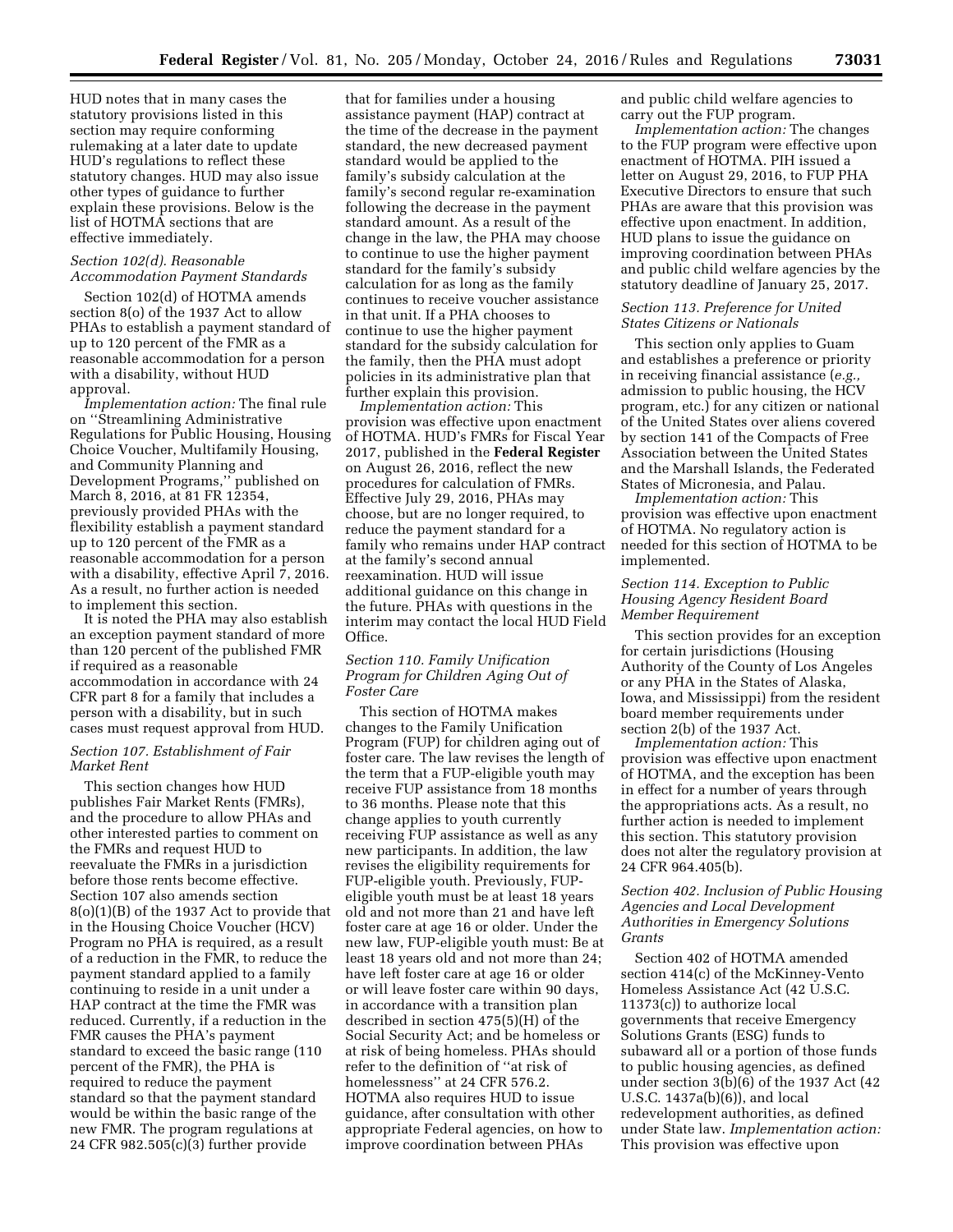HUD notes that in many cases the statutory provisions listed in this section may require conforming rulemaking at a later date to update HUD's regulations to reflect these statutory changes. HUD may also issue other types of guidance to further explain these provisions. Below is the list of HOTMA sections that are effective immediately.

### *Section 102(d). Reasonable Accommodation Payment Standards*

Section 102(d) of HOTMA amends section 8(o) of the 1937 Act to allow PHAs to establish a payment standard of up to 120 percent of the FMR as a reasonable accommodation for a person with a disability, without HUD approval.

*Implementation action:* The final rule on ''Streamlining Administrative Regulations for Public Housing, Housing Choice Voucher, Multifamily Housing, and Community Planning and Development Programs,'' published on March 8, 2016, at 81 FR 12354, previously provided PHAs with the flexibility establish a payment standard up to 120 percent of the FMR as a reasonable accommodation for a person with a disability, effective April 7, 2016. As a result, no further action is needed to implement this section.

It is noted the PHA may also establish an exception payment standard of more than 120 percent of the published FMR if required as a reasonable accommodation in accordance with 24 CFR part 8 for a family that includes a person with a disability, but in such cases must request approval from HUD.

### *Section 107. Establishment of Fair Market Rent*

This section changes how HUD publishes Fair Market Rents (FMRs), and the procedure to allow PHAs and other interested parties to comment on the FMRs and request HUD to reevaluate the FMRs in a jurisdiction before those rents become effective. Section 107 also amends section 8(o)(1)(B) of the 1937 Act to provide that in the Housing Choice Voucher (HCV) Program no PHA is required, as a result of a reduction in the FMR, to reduce the payment standard applied to a family continuing to reside in a unit under a HAP contract at the time the FMR was reduced. Currently, if a reduction in the FMR causes the PHA's payment standard to exceed the basic range (110 percent of the FMR), the PHA is required to reduce the payment standard so that the payment standard would be within the basic range of the new FMR. The program regulations at 24 CFR 982.505(c)(3) further provide that for families under a housing assistance payment (HAP) contract at the time of the decrease in the payment standard, the new decreased payment standard would be applied to the family's subsidy calculation at the family's second regular re-examination following the decrease in the payment standard amount. As a result of the change in the law, the PHA may choose to continue to use the higher payment standard for the family's subsidy calculation for as long as the family continues to receive voucher assistance in that unit. If a PHA chooses to continue to use the higher payment standard for the subsidy calculation for the family, then the PHA must adopt policies in its administrative plan that further explain this provision.

*Implementation action:* This provision was effective upon enactment of HOTMA. HUD's FMRs for Fiscal Year 2017, published in the **Federal Register** on August 26, 2016, reflect the new procedures for calculation of FMRs. Effective July 29, 2016, PHAs may choose, but are no longer required, to reduce the payment standard for a family who remains under HAP contract at the family's second annual reexamination. HUD will issue additional guidance on this change in the future. PHAs with questions in the interim may contact the local HUD Field Office.

### *Section 110. Family Unification Program for Children Aging Out of Foster Care*

This section of HOTMA makes changes to the Family Unification Program (FUP) for children aging out of foster care. The law revises the length of the term that a FUP-eligible youth may receive FUP assistance from 18 months to 36 months. Please note that this change applies to youth currently receiving FUP assistance as well as any new participants. In addition, the law revises the eligibility requirements for FUP-eligible youth. Previously, FUP-eligible youth must be at least 18 years old and not more than 21 and have left foster care at age 16 or older. Under the new law, FUP-eligible youth must: Be at least 18 years old and not more than 24; have left foster care at age 16 or older or will leave foster care within 90 days, in accordance with a transition plan described in section 475(5)(H) of the Social Security Act; and be homeless or at risk of being homeless. PHAs should refer to the definition of ''at risk of homelessness'' at 24 CFR 576.2. HOTMA also requires HUD to issue guidance, after consultation with other appropriate Federal agencies, on how to improve coordination between PHAs and public child welfare agencies to carry out the FUP program.

*Implementation action:* The changes to the FUP program were effective upon enactment of HOTMA. PIH issued a letter on August 29, 2016, to FUP PHA Executive Directors to ensure that such PHAs are aware that this provision was effective upon enactment. In addition, HUD plans to issue the guidance on improving coordination between PHAs and public child welfare agencies by the statutory deadline of January 25, 2017.

### *Section 113. Preference for United States Citizens or Nationals*

This section only applies to Guam and establishes a preference or priority in receiving financial assistance (*e.g.,* admission to public housing, the HCV program, etc.) for any citizen or national of the United States over aliens covered by section 141 of the Compacts of Free Association between the United States and the Marshall Islands, the Federated States of Micronesia, and Palau.

*Implementation action:* This provision was effective upon enactment of HOTMA. No regulatory action is needed for this section of HOTMA to be implemented.

### *Section 114. Exception to Public Housing Agency Resident Board Member Requirement*

This section provides for an exception for certain jurisdictions (Housing Authority of the County of Los Angeles or any PHA in the States of Alaska, Iowa, and Mississippi) from the resident board member requirements under section 2(b) of the 1937 Act.

*Implementation action:* This provision was effective upon enactment of HOTMA, and the exception has been in effect for a number of years through the appropriations acts. As a result, no further action is needed to implement this section. This statutory provision does not alter the regulatory provision at 24 CFR 964.405(b).

### *Section 402. Inclusion of Public Housing Agencies and Local Development Authorities in Emergency Solutions Grants*

Section 402 of HOTMA amended section 414(c) of the McKinney-Vento Homeless Assistance Act (42 U.S.C. 11373(c)) to authorize local governments that receive Emergency Solutions Grants (ESG) funds to subaward all or a portion of those funds to public housing agencies, as defined under section 3(b)(6) of the 1937 Act (42 U.S.C. 1437a(b)(6)), and local redevelopment authorities, as defined under State law. *Implementation action:* This provision was effective upon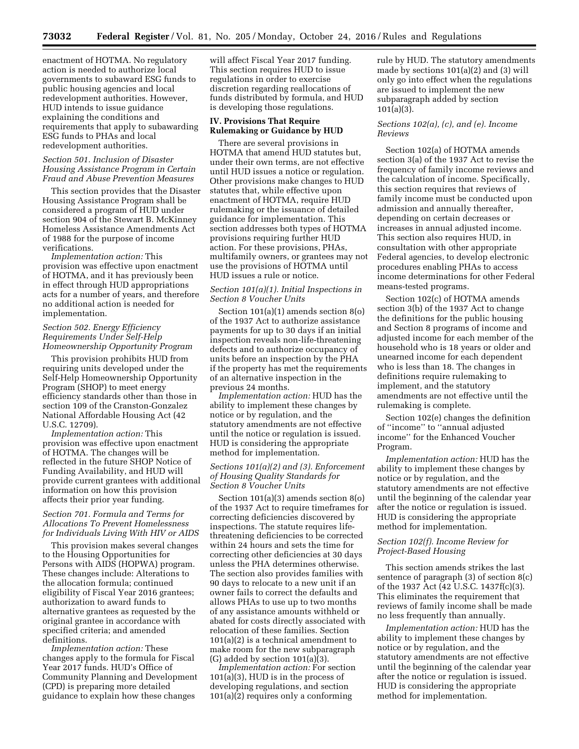enactment of HOTMA. No regulatory action is needed to authorize local governments to subaward ESG funds to public housing agencies and local redevelopment authorities. However, HUD intends to issue guidance explaining the conditions and requirements that apply to subawarding ESG funds to PHAs and local redevelopment authorities.

### *Section 501. Inclusion of Disaster Housing Assistance Program in Certain Fraud and Abuse Prevention Measures*

This section provides that the Disaster Housing Assistance Program shall be considered a program of HUD under section 904 of the Stewart B. McKinney Homeless Assistance Amendments Act of 1988 for the purpose of income verifications.

*Implementation action:* This provision was effective upon enactment of HOTMA, and it has previously been in effect through HUD appropriations acts for a number of years, and therefore no additional action is needed for implementation.

### *Section 502. Energy Efficiency Requirements Under Self-Help Homeownership Opportunity Program*

This provision prohibits HUD from requiring units developed under the Self-Help Homeownership Opportunity Program (SHOP) to meet energy efficiency standards other than those in section 109 of the Cranston-Gonzalez National Affordable Housing Act (42 U.S.C. 12709).

*Implementation action:* This provision was effective upon enactment of HOTMA. The changes will be reflected in the future SHOP Notice of Funding Availability, and HUD will provide current grantees with additional information on how this provision affects their prior year funding.

### *Section 701. Formula and Terms for Allocations To Prevent Homelessness for Individuals Living With HIV or AIDS*

This provision makes several changes to the Housing Opportunities for Persons with AIDS (HOPWA) program. These changes include: Alterations to the allocation formula; continued eligibility of Fiscal Year 2016 grantees; authorization to award funds to alternative grantees as requested by the original grantee in accordance with specified criteria; and amended definitions.

*Implementation action:* These changes apply to the formula for Fiscal Year 2017 funds. HUD's Office of Community Planning and Development (CPD) is preparing more detailed guidance to explain how these changes will affect Fiscal Year 2017 funding. This section requires HUD to issue regulations in order to exercise discretion regarding reallocations of funds distributed by formula, and HUD is developing those regulations.

## IV. Provisions That Require Rulemaking or Guidance by HUD

There are several provisions in HOTMA that amend HUD statutes but, under their own terms, are not effective until HUD issues a notice or regulation. Other provisions make changes to HUD statutes that, while effective upon enactment of HOTMA, require HUD rulemaking or the issuance of detailed guidance for implementation. This section addresses both types of HOTMA provisions requiring further HUD action. For these provisions, PHAs, multifamily owners, or grantees may not use the provisions of HOTMA until HUD issues a rule or notice.

### *Section 101(a)(1). Initial Inspections in Section 8 Voucher Units*

Section 101(a)(1) amends section 8(o) of the 1937 Act to authorize assistance payments for up to 30 days if an initial inspection reveals non-life-threatening defects and to authorize occupancy of units before an inspection by the PHA if the property has met the requirements of an alternative inspection in the previous 24 months.

*Implementation action:* HUD has the ability to implement these changes by notice or by regulation, and the statutory amendments are not effective until the notice or regulation is issued. HUD is considering the appropriate method for implementation.

### *Sections 101(a)(2) and (3). Enforcement of Housing Quality Standards for Section 8 Voucher Units*

Section 101(a)(3) amends section 8(o) of the 1937 Act to require timeframes for correcting deficiencies discovered by inspections. The statute requires life-threatening deficiencies to be corrected within 24 hours and sets the time for correcting other deficiencies at 30 days unless the PHA determines otherwise. The section also provides families with 90 days to relocate to a new unit if an owner fails to correct the defaults and allows PHAs to use up to two months of any assistance amounts withheld or abated for costs directly associated with relocation of these families. Section 101(a)(2) is a technical amendment to make room for the new subparagraph (G) added by section 101(a)(3).

*Implementation action:* For section 101(a)(3), HUD is in the process of developing regulations, and section 101(a)(2) requires only a conforming rule by HUD. The statutory amendments made by sections 101(a)(2) and (3) will only go into effect when the regulations are issued to implement the new subparagraph added by section 101(a)(3).

### *Sections 102(a), (c), and (e). Income Reviews*

Section 102(a) of HOTMA amends section 3(a) of the 1937 Act to revise the frequency of family income reviews and the calculation of income. Specifically, this section requires that reviews of family income must be conducted upon admission and annually thereafter, depending on certain decreases or increases in annual adjusted income. This section also requires HUD, in consultation with other appropriate Federal agencies, to develop electronic procedures enabling PHAs to access income determinations for other Federal means-tested programs.

Section 102(c) of HOTMA amends section 3(b) of the 1937 Act to change the definitions for the public housing and Section 8 programs of income and adjusted income for each member of the household who is 18 years or older and unearned income for each dependent who is less than 18. The changes in definitions require rulemaking to implement, and the statutory amendments are not effective until the rulemaking is complete.

Section 102(e) changes the definition of "income" to "annual adjusted income" for the Enhanced Voucher Program.

*Implementation action:* HUD has the ability to implement these changes by notice or by regulation, and the statutory amendments are not effective until the beginning of the calendar year after the notice or regulation is issued. HUD is considering the appropriate method for implementation.

### *Section 102(f). Income Review for Project-Based Housing*

This section amends strikes the last sentence of paragraph (3) of section 8(c) of the 1937 Act (42 U.S.C. 1437f(c)(3). This eliminates the requirement that reviews of family income shall be made no less frequently than annually.

*Implementation action:* HUD has the ability to implement these changes by notice or by regulation, and the statutory amendments are not effective until the beginning of the calendar year after the notice or regulation is issued. HUD is considering the appropriate method for implementation.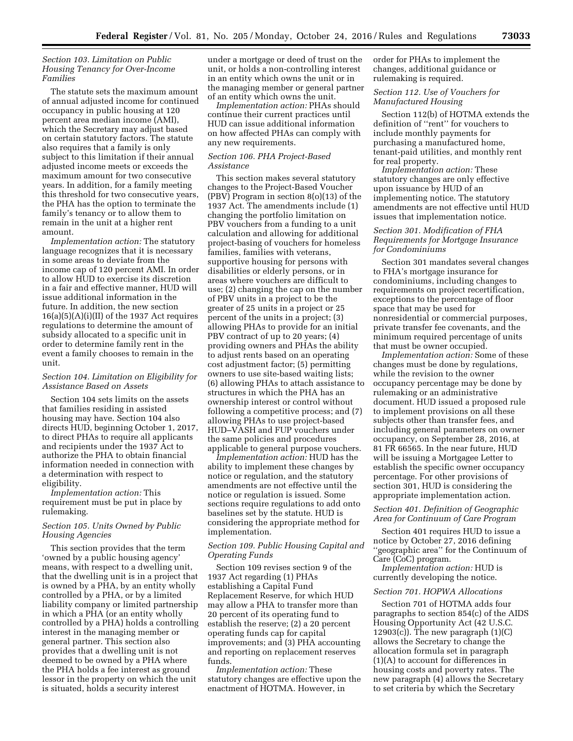### Section 103. Limitation on Public Housing Tenancy for Over-Income Families

The statute sets the maximum amount of annual adjusted income for continued occupancy in public housing at 120 percent area median income (AMI), which the Secretary may adjust based on certain statutory factors. The statute also requires that a family is only subject to this limitation if their annual adjusted income meets or exceeds the maximum amount for two consecutive years. In addition, for a family meeting this threshold for two consecutive years, the PHA has the option to terminate the family's tenancy or to allow them to remain in the unit at a higher rent amount.

*Implementation action:* The statutory language recognizes that it is necessary in some areas to deviate from the income cap of 120 percent AMI. In order to allow HUD to exercise its discretion in a fair and effective manner, HUD will issue additional information in the future. In addition, the new section 16(a)(5)(A)(i)(II) of the 1937 Act requires regulations to determine the amount of subsidy allocated to a specific unit in order to determine family rent in the event a family chooses to remain in the unit.

### Section 104. Limitation on Eligibility for Assistance Based on Assets

Section 104 sets limits on the assets that families residing in assisted housing may have. Section 104 also directs HUD, beginning October 1, 2017, to direct PHAs to require all applicants and recipients under the 1937 Act to authorize the PHA to obtain financial information needed in connection with a determination with respect to eligibility.

*Implementation action:* This requirement must be put in place by rulemaking.

### Section 105. Units Owned by Public Housing Agencies

This section provides that the term 'owned by a public housing agency' means, with respect to a dwelling unit, that the dwelling unit is in a project that is owned by a PHA, by an entity wholly controlled by a PHA, or by a limited liability company or limited partnership in which a PHA (or an entity wholly controlled by a PHA) holds a controlling interest in the managing member or general partner. This section also provides that a dwelling unit is not deemed to be owned by a PHA where the PHA holds a fee interest as ground lessor in the property on which the unit is situated, holds a security interest under a mortgage or deed of trust on the unit, or holds a non-controlling interest in an entity which owns the unit or in the managing member or general partner of an entity which owns the unit.

*Implementation action:* PHAs should continue their current practices until HUD can issue additional information on how affected PHAs can comply with any new requirements.

### Section 106. PHA Project-Based Assistance

This section makes several statutory changes to the Project-Based Voucher (PBV) Program in section 8(o)(13) of the 1937 Act. The amendments include (1) changing the portfolio limitation on PBV vouchers from a funding to a unit calculation and allowing for additional project-basing of vouchers for homeless families, families with veterans, supportive housing for persons with disabilities or elderly persons, or in areas where vouchers are difficult to use; (2) changing the cap on the number of PBV units in a project to be the greater of 25 units in a project or 25 percent of the units in a project; (3) allowing PHAs to provide for an initial PBV contract of up to 20 years; (4) providing owners and PHAs the ability to adjust rents based on an operating cost adjustment factor; (5) permitting owners to use site-based waiting lists; (6) allowing PHAs to attach assistance to structures in which the PHA has an ownership interest or control without following a competitive process; and (7) allowing PHAs to use project-based HUD–VASH and FUP vouchers under the same policies and procedures applicable to general purpose vouchers.

*Implementation action:* HUD has the ability to implement these changes by notice or regulation, and the statutory amendments are not effective until the notice or regulation is issued. Some sections require regulations to add onto baselines set by the statute. HUD is considering the appropriate method for implementation.

### Section 109. Public Housing Capital and Operating Funds

Section 109 revises section 9 of the 1937 Act regarding (1) PHAs establishing a Capital Fund Replacement Reserve, for which HUD may allow a PHA to transfer more than 20 percent of its operating fund to establish the reserve; (2) a 20 percent operating funds cap for capital improvements; and (3) PHA accounting and reporting on replacement reserves funds.

*Implementation action:* These statutory changes are effective upon the enactment of HOTMA. However, in order for PHAs to implement the changes, additional guidance or rulemaking is required.

### Section 112. Use of Vouchers for Manufactured Housing

Section 112(b) of HOTMA extends the definition of "rent" for vouchers to include monthly payments for purchasing a manufactured home, tenant-paid utilities, and monthly rent for real property.

*Implementation action:* These statutory changes are only effective upon issuance by HUD of an implementing notice. The statutory amendments are not effective until HUD issues that implementation notice.

### Section 301. Modification of FHA Requirements for Mortgage Insurance for Condominiums

Section 301 mandates several changes to FHA's mortgage insurance for condominiums, including changes to requirements on project recertification, exceptions to the percentage of floor space that may be used for nonresidential or commercial purposes, private transfer fee covenants, and the minimum required percentage of units that must be owner occupied.

*Implementation action:* Some of these changes must be done by regulations, while the revision to the owner occupancy percentage may be done by rulemaking or an administrative document. HUD issued a proposed rule to implement provisions on all these subjects other than transfer fees, and including general parameters on owner occupancy, on September 28, 2016, at 81 FR 66565. In the near future, HUD will be issuing a Mortgagee Letter to establish the specific owner occupancy percentage. For other provisions of section 301, HUD is considering the appropriate implementation action.

### Section 401. Definition of Geographic Area for Continuum of Care Program

Section 401 requires HUD to issue a notice by October 27, 2016 defining "geographic area" for the Continuum of Care (CoC) program.

*Implementation action:* HUD is currently developing the notice.

### Section 701. HOPWA Allocations

Section 701 of HOTMA adds four paragraphs to section 854(c) of the AIDS Housing Opportunity Act (42 U.S.C. 12903(c)). The new paragraph (1)(C) allows the Secretary to change the allocation formula set in paragraph (1)(A) to account for differences in housing costs and poverty rates. The new paragraph (4) allows the Secretary to set criteria by which the Secretary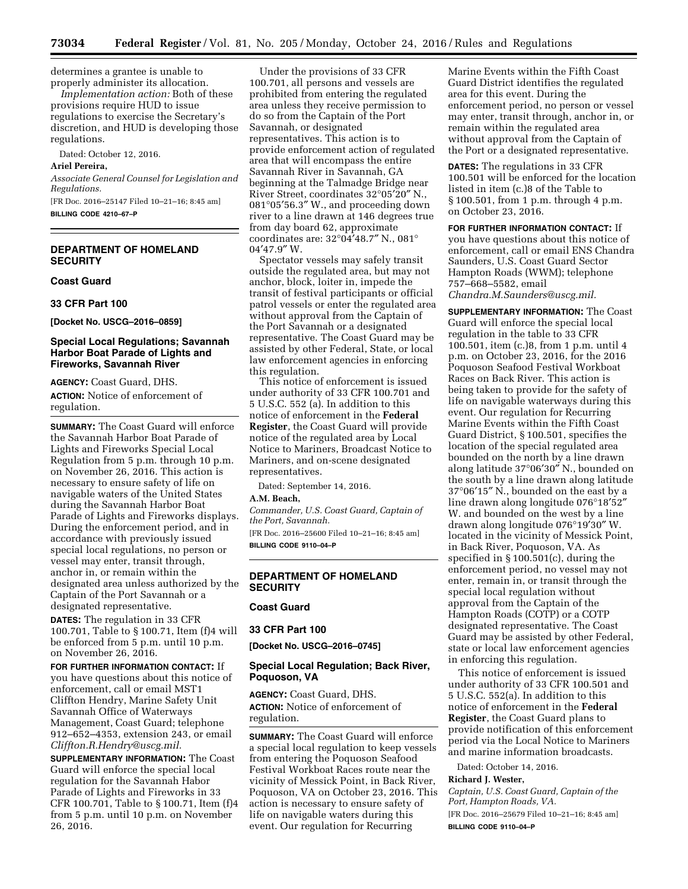determines a grantee is unable to properly administer its allocation.

*Implementation action:* Both of these provisions require HUD to issue regulations to exercise the Secretary's discretion, and HUD is developing those regulations.

Dated: October 12, 2016.

**Ariel Pereira,**

*Associate General Counsel for Legislation and Regulations.*

[FR Doc. 2016–25147 Filed 10–21–16; 8:45 am]

**BILLING CODE 4210–67–P**

---

## DEPARTMENT OF HOMELAND SECURITY

### Coast Guard

### 33 CFR Part 100

**[Docket No. USCG–2016–0859]**

### Special Local Regulations; Savannah Harbor Boat Parade of Lights and Fireworks, Savannah River

**AGENCY:** Coast Guard, DHS.

**ACTION:** Notice of enforcement of regulation.

**SUMMARY:** The Coast Guard will enforce the Savannah Harbor Boat Parade of Lights and Fireworks Special Local Regulation from 5 p.m. through 10 p.m. on November 26, 2016. This action is necessary to ensure safety of life on navigable waters of the United States during the Savannah Harbor Boat Parade of Lights and Fireworks displays. During the enforcement period, and in accordance with previously issued special local regulations, no person or vessel may enter, transit through, anchor in, or remain within the designated area unless authorized by the Captain of the Port Savannah or a designated representative.

**DATES:** The regulation in 33 CFR 100.701, Table to § 100.71, Item (f)4 will be enforced from 5 p.m. until 10 p.m. on November 26, 2016.

**FOR FURTHER INFORMATION CONTACT:** If you have questions about this notice of enforcement, call or email MST1 Cliffton Hendry, Marine Safety Unit Savannah Office of Waterways Management, Coast Guard; telephone 912–652–4353, extension 243, or email *Cliffton.R.Hendry@uscg.mil.*

**SUPPLEMENTARY INFORMATION:** The Coast Guard will enforce the special local regulation for the Savannah Habor Parade of Lights and Fireworks in 33 CFR 100.701, Table to § 100.71, Item (f)4 from 5 p.m. until 10 p.m. on November 26, 2016.

Under the provisions of 33 CFR 100.701, all persons and vessels are prohibited from entering the regulated area unless they receive permission to do so from the Captain of the Port Savannah, or designated representatives. This action is to provide enforcement action of regulated area that will encompass the entire Savannah River in Savannah, GA beginning at the Talmadge Bridge near River Street, coordinates 32°05′20″ N., 081°05′56.3″ W., and proceeding down river to a line drawn at 146 degrees true from day board 62, approximate coordinates are: 32°04′48.7″ N., 081°04′47.9″ W.

Spectator vessels may safely transit outside the regulated area, but may not anchor, block, loiter in, impede the transit of festival participants or official patrol vessels or enter the regulated area without approval from the Captain of the Port Savannah or a designated representative. The Coast Guard may be assisted by other Federal, State, or local law enforcement agencies in enforcing this regulation.

This notice of enforcement is issued under authority of 33 CFR 100.701 and 5 U.S.C. 552 (a). In addition to this notice of enforcement in the **Federal Register**, the Coast Guard will provide notice of the regulated area by Local Notice to Mariners, Broadcast Notice to Mariners, and on-scene designated representatives.

Dated: September 14, 2016.

**A.M. Beach,**

*Commander, U.S. Coast Guard, Captain of the Port, Savannah.*

[FR Doc. 2016–25600 Filed 10–21–16; 8:45 am]

**BILLING CODE 9110–04–P**

---

## DEPARTMENT OF HOMELAND SECURITY

### Coast Guard

### 33 CFR Part 100

**[Docket No. USCG–2016–0745]**

### Special Local Regulation; Back River, Poquoson, VA

**AGENCY:** Coast Guard, DHS.

**ACTION:** Notice of enforcement of regulation.

**SUMMARY:** The Coast Guard will enforce a special local regulation to keep vessels from entering the Poquoson Seafood Festival Workboat Races route near the vicinity of Messick Point, in Back River, Poquoson, VA on October 23, 2016. This action is necessary to ensure safety of life on navigable waters during this event. Our regulation for Recurring Marine Events within the Fifth Coast Guard District identifies the regulated area for this event. During the enforcement period, no person or vessel may enter, transit through, anchor in, or remain within the regulated area without approval from the Captain of the Port or a designated representative.

**DATES:** The regulations in 33 CFR 100.501 will be enforced for the location listed in item (c.)8 of the Table to § 100.501, from 1 p.m. through 4 p.m. on October 23, 2016.

**FOR FURTHER INFORMATION CONTACT:** If you have questions about this notice of enforcement, call or email ENS Chandra Saunders, U.S. Coast Guard Sector Hampton Roads (WWM); telephone 757–668–5582, email *Chandra.M.Saunders@uscg.mil.*

**SUPPLEMENTARY INFORMATION:** The Coast Guard will enforce the special local regulation in the table to 33 CFR 100.501, item (c.)8, from 1 p.m. until 4 p.m. on October 23, 2016, for the 2016 Poquoson Seafood Festival Workboat Races on Back River. This action is being taken to provide for the safety of life on navigable waterways during this event. Our regulation for Recurring Marine Events within the Fifth Coast Guard District, § 100.501, specifies the location of the special regulated area bounded on the north by a line drawn along latitude 37°06′30″ N., bounded on the south by a line drawn along latitude 37°06′15″ N., bounded on the east by a line drawn along longitude 076°18′52″ W. and bounded on the west by a line drawn along longitude 076°19′30″ W. located in the vicinity of Messick Point, in Back River, Poquoson, VA. As specified in § 100.501(c), during the enforcement period, no vessel may not enter, remain in, or transit through the special local regulation without approval from the Captain of the Hampton Roads (COTP) or a COTP designated representative. The Coast Guard may be assisted by other Federal, state or local law enforcement agencies in enforcing this regulation.

This notice of enforcement is issued under authority of 33 CFR 100.501 and 5 U.S.C. 552(a). In addition to this notice of enforcement in the **Federal Register**, the Coast Guard plans to provide notification of this enforcement period via the Local Notice to Mariners and marine information broadcasts.

Dated: October 14, 2016.

**Richard J. Wester,**

*Captain, U.S. Coast Guard, Captain of the Port, Hampton Roads, VA.*

[FR Doc. 2016–25679 Filed 10–21–16; 8:45 am]

**BILLING CODE 9110–04–P**